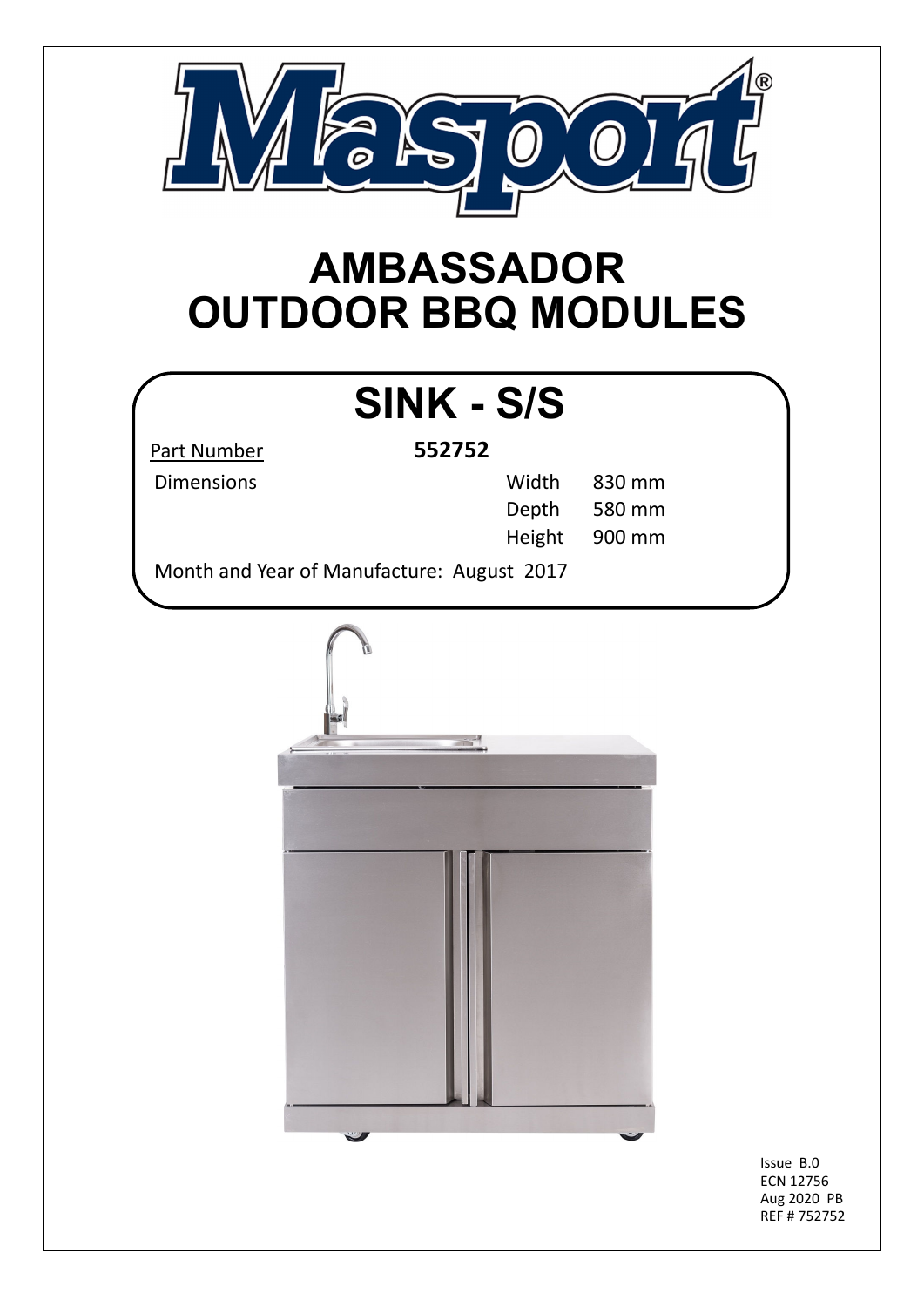# AMBASSADOR OUTDOOR BBQ MODULES

## SINK - S/S

| Part Number | 552752 | |
|---|---|---|
| Dimensions | Width | 830 mm |
| | Depth | 580 mm |
| | Height | 900 mm |

Month and Year of Manufacture: August 2017

Issue B.0
ECN 12756
Aug 2020 PB
REF # 752752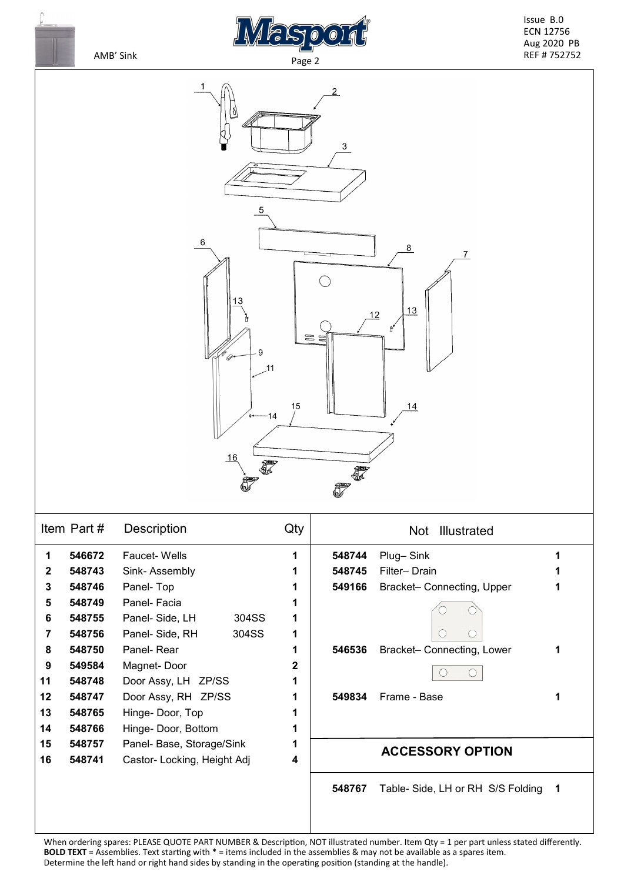AMB' Sink

Masport

Issue B.0
ECN 12756
Aug 2020 PB
REF # 752752

1 2 3 5 6 8 7 13 12 13 9 11 15 14 14 16

| Item | Part # | Description | | Qty |
|---|---|---|---|---|
| **1** | **546672** | Faucet- Wells | | **1** |
| **2** | **548743** | Sink- Assembly | | **1** |
| **3** | **548746** | Panel- Top | | **1** |
| **5** | **548749** | Panel- Facia | | **1** |
| **6** | **548755** | Panel- Side, LH | 304SS | **1** |
| **7** | **548756** | Panel- Side, RH | 304SS | **1** |
| **8** | **548750** | Panel- Rear | | **1** |
| **9** | **549584** | Magnet- Door | | **2** |
| **11** | **548748** | Door Assy, LH ZP/SS | | **1** |
| **12** | **548747** | Door Assy, RH ZP/SS | | **1** |
| **13** | **548765** | Hinge- Door, Top | | **1** |
| **14** | **548766** | Hinge- Door, Bottom | | **1** |
| **15** | **548757** | Panel- Base, Storage/Sink | | **1** |
| **16** | **548741** | Castor- Locking, Height Adj | | **4** |

## Not Illustrated

| Part # | Description | Qty |
|---|---|---|
| **548744** | Plug– Sink | **1** |
| **548745** | Filter– Drain | **1** |
| **549166** | Bracket– Connecting, Upper | **1** |
| **546536** | Bracket– Connecting, Lower | **1** |
| **549834** | Frame - Base | **1** |

## ACCESSORY OPTION

| Part # | Description | Qty |
|---|---|---|
| **548767** | Table- Side, LH or RH S/S Folding | **1** |

When ordering spares: PLEASE QUOTE PART NUMBER & Description, NOT illustrated number. Item Qty = 1 per part unless stated differently.
**BOLD TEXT** = Assemblies. Text starting with * = items included in the assemblies & may not be available as a spares item.
Determine the left hand or right hand sides by standing in the operating position (standing at the handle).